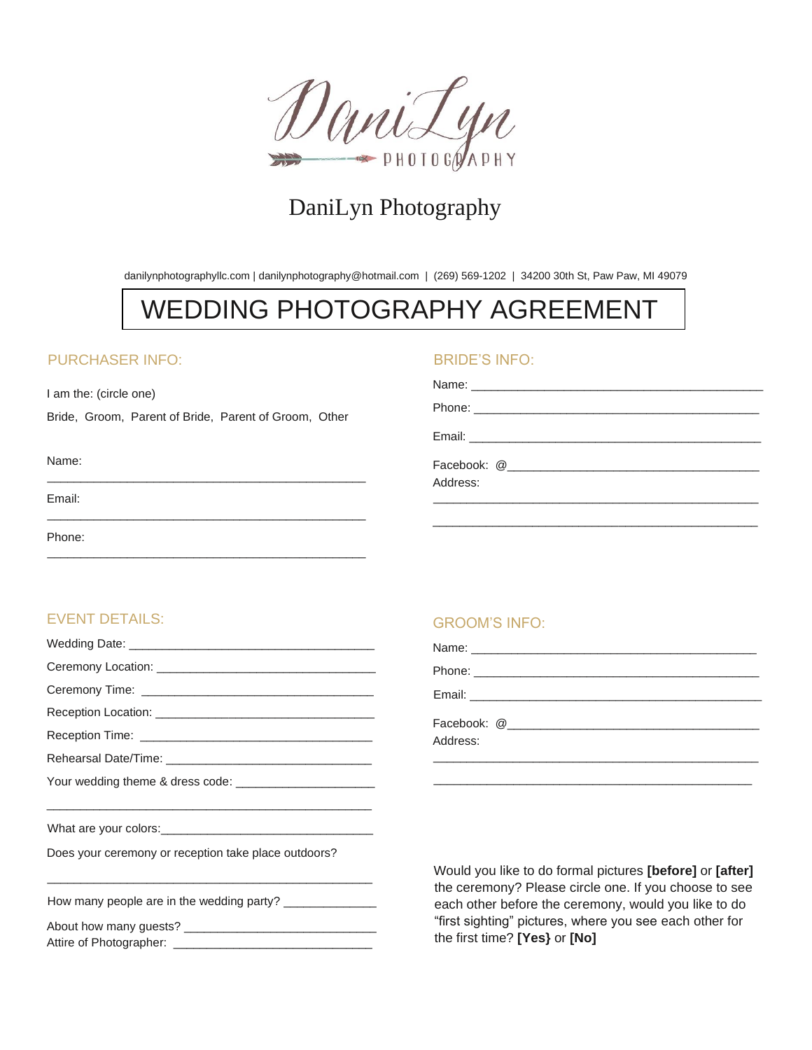# DaniLyn Photography

danilynphotographyllc.com | danilynphotography@hotmail.com | (269) 569-1202 | 34200 30th St, Paw Paw, MI 49079

## WEDDING PHOTOGRAPHY AGREEMENT

### PURCHASER INFO:

I am the: (circle one)

Bride, Groom, Parent of Bride, Parent of Groom, Other

Name:

_______________________________________________

Email:

_______________________________________________

Phone:

_______________________________________________

### BRIDE'S INFO:

Name: _______________________________________________

Phone: _______________________________________________

Email: _______________________________________________

Facebook: @_______________________________________

Address:

_______________________________________________

_______________________________________________

### EVENT DETAILS:

Wedding Date: _____________________________________

Ceremony Location: _________________________________

Ceremony Time: ___________________________________

Reception Location: _________________________________

Reception Time: ___________________________________

Rehearsal Date/Time: _______________________________

Your wedding theme & dress code: ____________________

_______________________________________________

What are your colors:_______________________________

Does your ceremony or reception take place outdoors?

_______________________________________________

How many people are in the wedding party? _____________

About how many guests? ____________________________

Attire of Photographer: _____________________________

### GROOM'S INFO:

Name: _______________________________________________

Phone: _______________________________________________

Email: _______________________________________________

Facebook: @_______________________________________

Address:

_______________________________________________

_______________________________________________

Would you like to do formal pictures **[before]** or **[after]** the ceremony? Please circle one. If you choose to see each other before the ceremony, would you like to do "first sighting" pictures, where you see each other for the first time? **[Yes}** or **[No]**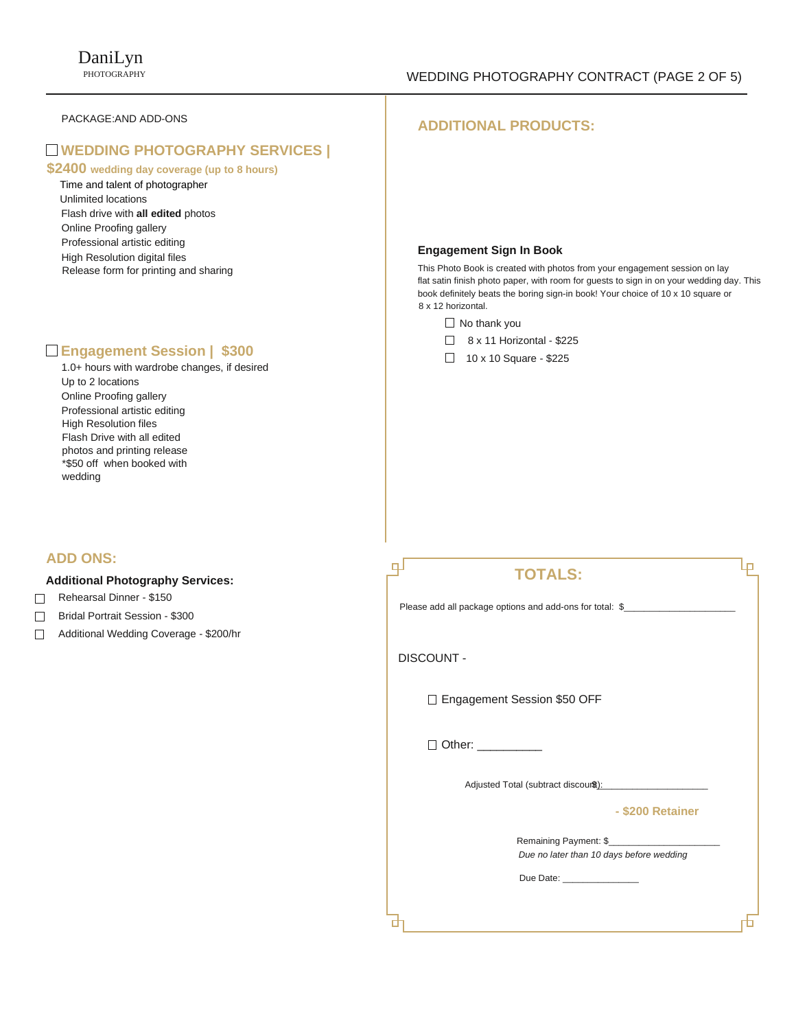PACKAGE:AND ADD-ONS

## ☐ WEDDING PHOTOGRAPHY SERVICES | $2400 wedding day coverage (up to 8 hours)

Time and talent of photographer
Unlimited locations
Flash drive with **all edited** photos
Online Proofing gallery
Professional artistic editing
High Resolution digital files
Release form for printing and sharing

## ☐ Engagement Session | $300

1.0+ hours with wardrobe changes, if desired
Up to 2 locations
Online Proofing gallery
Professional artistic editing
High Resolution files
Flash Drive with all edited photos and printing release
*$50 off when booked with wedding

## ADD ONS:

**Additional Photography Services:**

- ☐ Rehearsal Dinner - $150
- ☐ Bridal Portrait Session - $300
- ☐ Additional Wedding Coverage - $200/hr

## ADDITIONAL PRODUCTS:

**Engagement Sign In Book**

This Photo Book is created with photos from your engagement session on lay flat satin finish photo paper, with room for guests to sign in on your wedding day. This book definitely beats the boring sign-in book! Your choice of 10 x 10 square or 8 x 12 horizontal.

- ☐ No thank you
- ☐ 8 x 11 Horizontal - $225
- ☐ 10 x 10 Square - $225

## TOTALS:

Please add all package options and add-ons for total: $____________________

DISCOUNT -

☐ Engagement Session $50 OFF

☐ Other: __________

Adjusted Total (subtract discounts): $____________________

**- $200 Retainer**

Remaining Payment: $____________________
*Due no later than 10 days before wedding*

Due Date: ______________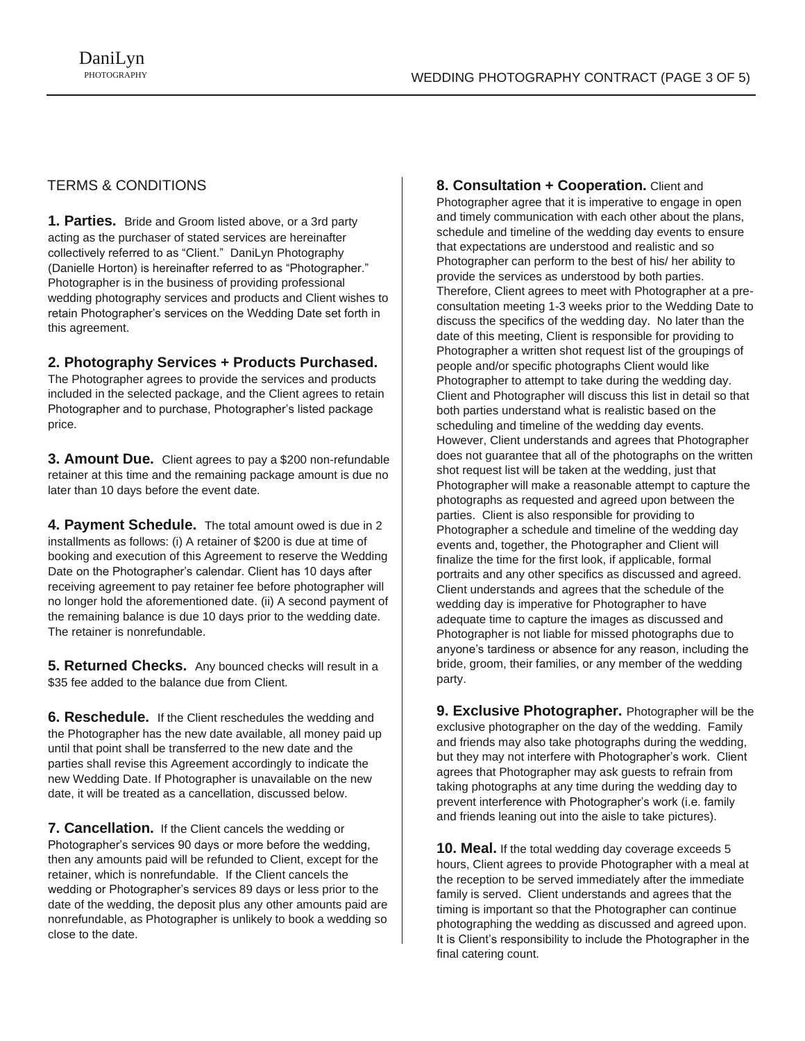## TERMS & CONDITIONS

**1. Parties.** Bride and Groom listed above, or a 3rd party acting as the purchaser of stated services are hereinafter collectively referred to as "Client." DaniLyn Photography (Danielle Horton) is hereinafter referred to as "Photographer." Photographer is in the business of providing professional wedding photography services and products and Client wishes to retain Photographer's services on the Wedding Date set forth in this agreement.

**2. Photography Services + Products Purchased.** The Photographer agrees to provide the services and products included in the selected package, and the Client agrees to retain Photographer and to purchase, Photographer's listed package price.

**3. Amount Due.** Client agrees to pay a $200 non-refundable retainer at this time and the remaining package amount is due no later than 10 days before the event date.

**4. Payment Schedule.** The total amount owed is due in 2 installments as follows: (i) A retainer of $200 is due at time of booking and execution of this Agreement to reserve the Wedding Date on the Photographer's calendar. Client has 10 days after receiving agreement to pay retainer fee before photographer will no longer hold the aforementioned date. (ii) A second payment of the remaining balance is due 10 days prior to the wedding date. The retainer is nonrefundable.

**5. Returned Checks.** Any bounced checks will result in a $35 fee added to the balance due from Client.

**6. Reschedule.** If the Client reschedules the wedding and the Photographer has the new date available, all money paid up until that point shall be transferred to the new date and the parties shall revise this Agreement accordingly to indicate the new Wedding Date. If Photographer is unavailable on the new date, it will be treated as a cancellation, discussed below.

**7. Cancellation.** If the Client cancels the wedding or Photographer's services 90 days or more before the wedding, then any amounts paid will be refunded to Client, except for the retainer, which is nonrefundable. If the Client cancels the wedding or Photographer's services 89 days or less prior to the date of the wedding, the deposit plus any other amounts paid are nonrefundable, as Photographer is unlikely to book a wedding so close to the date.

**8. Consultation + Cooperation.** Client and Photographer agree that it is imperative to engage in open and timely communication with each other about the plans, schedule and timeline of the wedding day events to ensure that expectations are understood and realistic and so Photographer can perform to the best of his/ her ability to provide the services as understood by both parties. Therefore, Client agrees to meet with Photographer at a pre-consultation meeting 1-3 weeks prior to the Wedding Date to discuss the specifics of the wedding day. No later than the date of this meeting, Client is responsible for providing to Photographer a written shot request list of the groupings of people and/or specific photographs Client would like Photographer to attempt to take during the wedding day. Client and Photographer will discuss this list in detail so that both parties understand what is realistic based on the scheduling and timeline of the wedding day events. However, Client understands and agrees that Photographer does not guarantee that all of the photographs on the written shot request list will be taken at the wedding, just that Photographer will make a reasonable attempt to capture the photographs as requested and agreed upon between the parties. Client is also responsible for providing to Photographer a schedule and timeline of the wedding day events and, together, the Photographer and Client will finalize the time for the first look, if applicable, formal portraits and any other specifics as discussed and agreed. Client understands and agrees that the schedule of the wedding day is imperative for Photographer to have adequate time to capture the images as discussed and Photographer is not liable for missed photographs due to anyone's tardiness or absence for any reason, including the bride, groom, their families, or any member of the wedding party.

**9. Exclusive Photographer.** Photographer will be the exclusive photographer on the day of the wedding. Family and friends may also take photographs during the wedding, but they may not interfere with Photographer's work. Client agrees that Photographer may ask guests to refrain from taking photographs at any time during the wedding day to prevent interference with Photographer's work (i.e. family and friends leaning out into the aisle to take pictures).

**10. Meal.** If the total wedding day coverage exceeds 5 hours, Client agrees to provide Photographer with a meal at the reception to be served immediately after the immediate family is served. Client understands and agrees that the timing is important so that the Photographer can continue photographing the wedding as discussed and agreed upon. It is Client's responsibility to include the Photographer in the final catering count.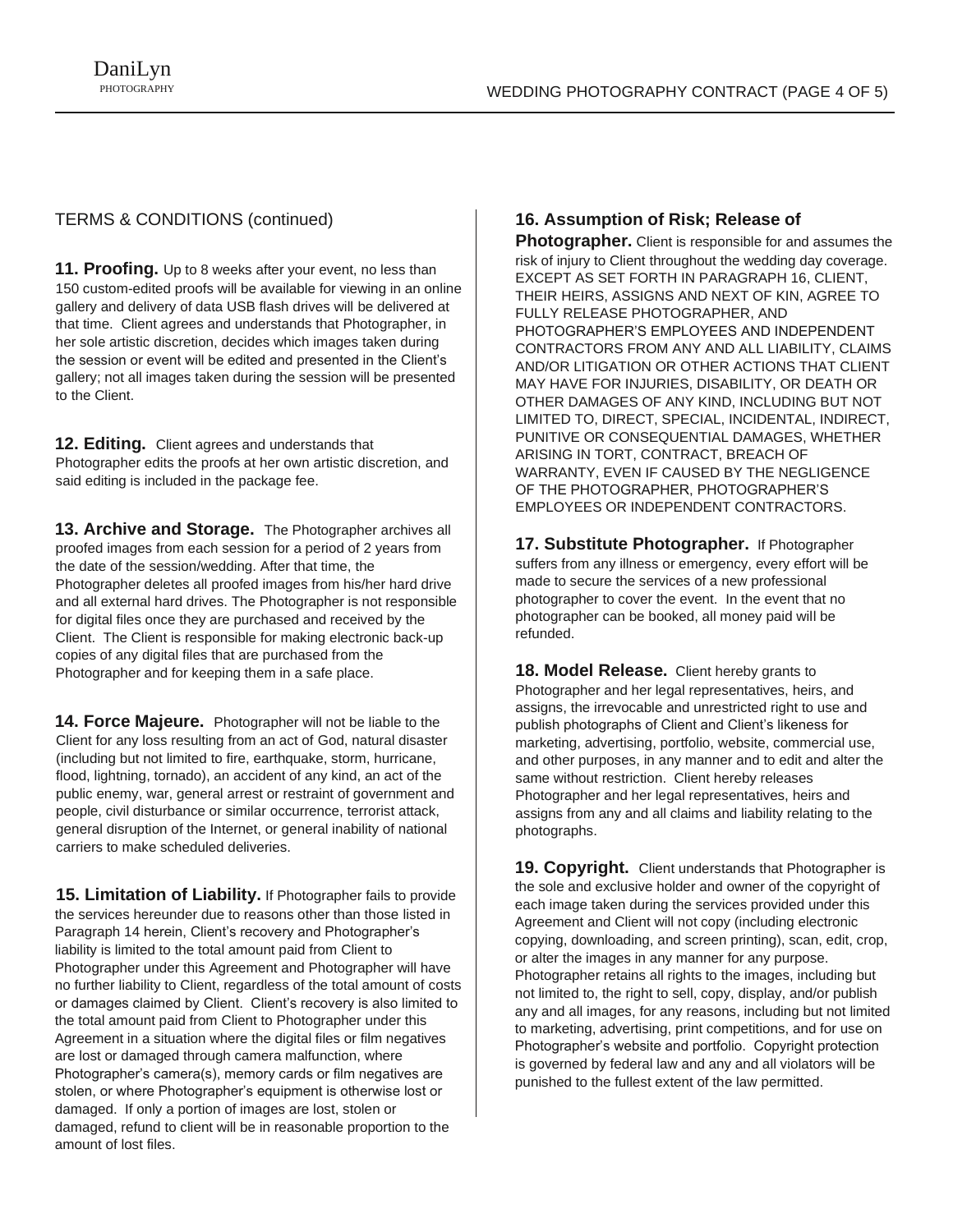## TERMS & CONDITIONS (continued)

**11. Proofing.** Up to 8 weeks after your event, no less than 150 custom-edited proofs will be available for viewing in an online gallery and delivery of data USB flash drives will be delivered at that time. Client agrees and understands that Photographer, in her sole artistic discretion, decides which images taken during the session or event will be edited and presented in the Client's gallery; not all images taken during the session will be presented to the Client.

**12. Editing.** Client agrees and understands that Photographer edits the proofs at her own artistic discretion, and said editing is included in the package fee.

**13. Archive and Storage.** The Photographer archives all proofed images from each session for a period of 2 years from the date of the session/wedding. After that time, the Photographer deletes all proofed images from his/her hard drive and all external hard drives. The Photographer is not responsible for digital files once they are purchased and received by the Client. The Client is responsible for making electronic back-up copies of any digital files that are purchased from the Photographer and for keeping them in a safe place.

**14. Force Majeure.** Photographer will not be liable to the Client for any loss resulting from an act of God, natural disaster (including but not limited to fire, earthquake, storm, hurricane, flood, lightning, tornado), an accident of any kind, an act of the public enemy, war, general arrest or restraint of government and people, civil disturbance or similar occurrence, terrorist attack, general disruption of the Internet, or general inability of national carriers to make scheduled deliveries.

**15. Limitation of Liability.** If Photographer fails to provide the services hereunder due to reasons other than those listed in Paragraph 14 herein, Client's recovery and Photographer's liability is limited to the total amount paid from Client to Photographer under this Agreement and Photographer will have no further liability to Client, regardless of the total amount of costs or damages claimed by Client. Client's recovery is also limited to the total amount paid from Client to Photographer under this Agreement in a situation where the digital files or film negatives are lost or damaged through camera malfunction, where Photographer's camera(s), memory cards or film negatives are stolen, or where Photographer's equipment is otherwise lost or damaged. If only a portion of images are lost, stolen or damaged, refund to client will be in reasonable proportion to the amount of lost files.

**16. Assumption of Risk; Release of Photographer.** Client is responsible for and assumes the risk of injury to Client throughout the wedding day coverage. EXCEPT AS SET FORTH IN PARAGRAPH 16, CLIENT, THEIR HEIRS, ASSIGNS AND NEXT OF KIN, AGREE TO FULLY RELEASE PHOTOGRAPHER, AND PHOTOGRAPHER'S EMPLOYEES AND INDEPENDENT CONTRACTORS FROM ANY AND ALL LIABILITY, CLAIMS AND/OR LITIGATION OR OTHER ACTIONS THAT CLIENT MAY HAVE FOR INJURIES, DISABILITY, OR DEATH OR OTHER DAMAGES OF ANY KIND, INCLUDING BUT NOT LIMITED TO, DIRECT, SPECIAL, INCIDENTAL, INDIRECT, PUNITIVE OR CONSEQUENTIAL DAMAGES, WHETHER ARISING IN TORT, CONTRACT, BREACH OF WARRANTY, EVEN IF CAUSED BY THE NEGLIGENCE OF THE PHOTOGRAPHER, PHOTOGRAPHER'S EMPLOYEES OR INDEPENDENT CONTRACTORS.

**17. Substitute Photographer.** If Photographer suffers from any illness or emergency, every effort will be made to secure the services of a new professional photographer to cover the event. In the event that no photographer can be booked, all money paid will be refunded.

**18. Model Release.** Client hereby grants to Photographer and her legal representatives, heirs, and assigns, the irrevocable and unrestricted right to use and publish photographs of Client and Client's likeness for marketing, advertising, portfolio, website, commercial use, and other purposes, in any manner and to edit and alter the same without restriction. Client hereby releases Photographer and her legal representatives, heirs and assigns from any and all claims and liability relating to the photographs.

**19. Copyright.** Client understands that Photographer is the sole and exclusive holder and owner of the copyright of each image taken during the services provided under this Agreement and Client will not copy (including electronic copying, downloading, and screen printing), scan, edit, crop, or alter the images in any manner for any purpose. Photographer retains all rights to the images, including but not limited to, the right to sell, copy, display, and/or publish any and all images, for any reasons, including but not limited to marketing, advertising, print competitions, and for use on Photographer's website and portfolio. Copyright protection is governed by federal law and any and all violators will be punished to the fullest extent of the law permitted.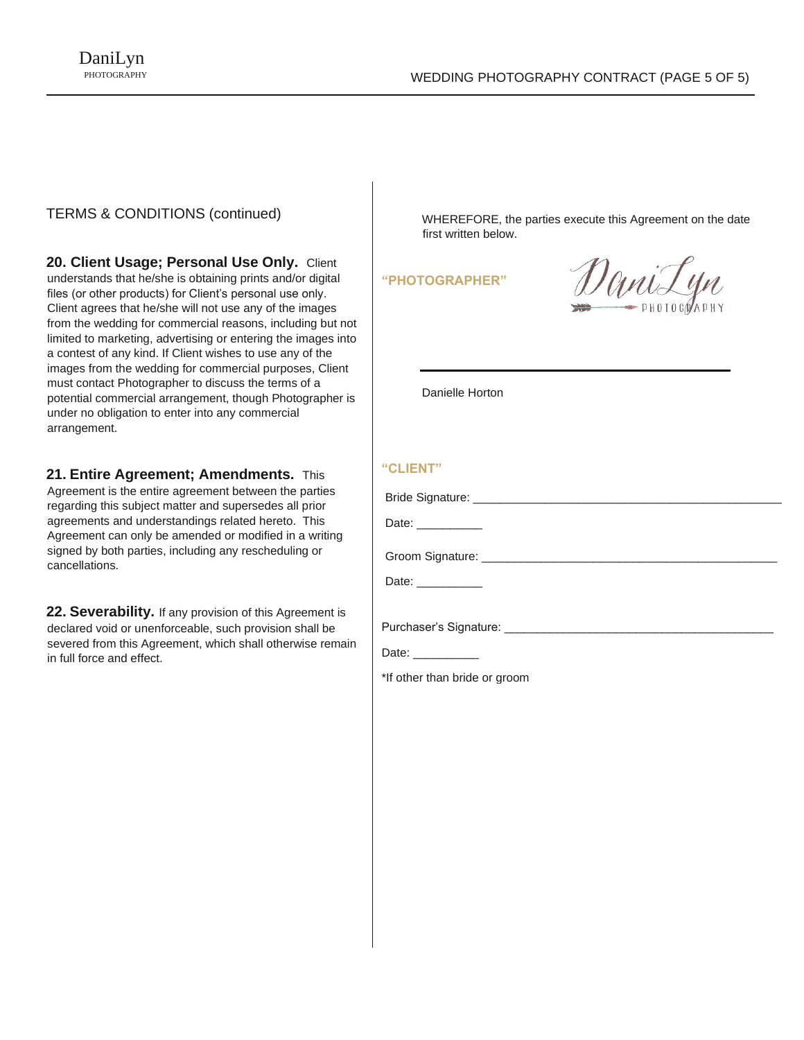## TERMS & CONDITIONS (continued)

**20. Client Usage; Personal Use Only.** Client understands that he/she is obtaining prints and/or digital files (or other products) for Client's personal use only. Client agrees that he/she will not use any of the images from the wedding for commercial reasons, including but not limited to marketing, advertising or entering the images into a contest of any kind. If Client wishes to use any of the images from the wedding for commercial purposes, Client must contact Photographer to discuss the terms of a potential commercial arrangement, though Photographer is under no obligation to enter into any commercial arrangement.

**21. Entire Agreement; Amendments.** This Agreement is the entire agreement between the parties regarding this subject matter and supersedes all prior agreements and understandings related hereto. This Agreement can only be amended or modified in a writing signed by both parties, including any rescheduling or cancellations.

**22. Severability.** If any provision of this Agreement is declared void or unenforceable, such provision shall be severed from this Agreement, which shall otherwise remain in full force and effect.

WHEREFORE, the parties execute this Agreement on the date first written below.

**"PHOTOGRAPHER"**

DaniLyn PHOTOGRAPHY

______________________________

Danielle Horton

**"CLIENT"**

Bride Signature: ______________________________

Date: __________

Groom Signature: ______________________________

Date: __________

Purchaser's Signature: ______________________________

Date: __________

*If other than bride or groom